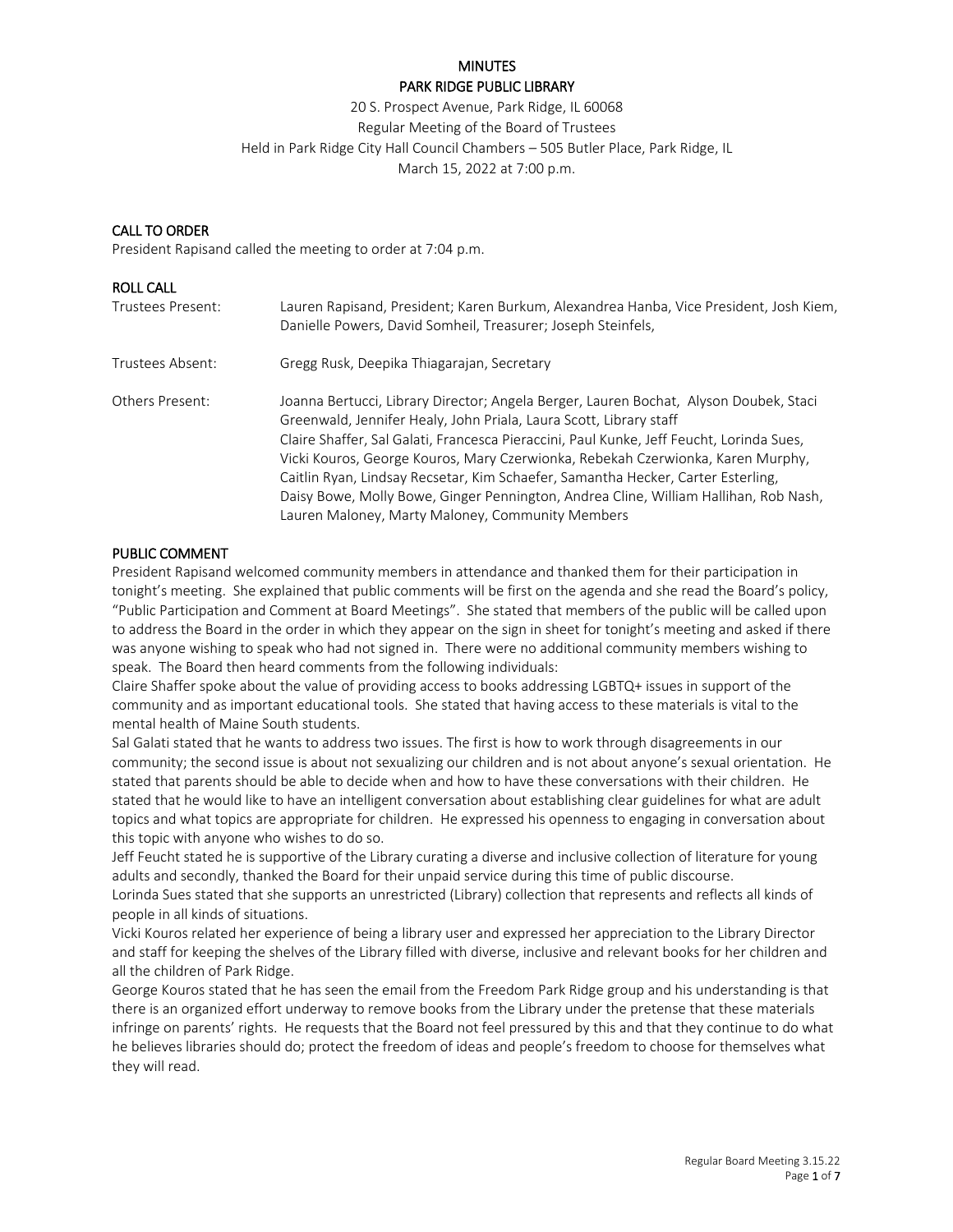# MINUTES

## PARK RIDGE PUBLIC LIBRARY

20 S. Prospect Avenue, Park Ridge, IL 60068
Regular Meeting of the Board of Trustees
Held in Park Ridge City Hall Council Chambers – 505 Butler Place, Park Ridge, IL
March 15, 2022 at 7:00 p.m.

### CALL TO ORDER

President Rapisand called the meeting to order at 7:04 p.m.

### ROLL CALL

| | |
|---|---|
| Trustees Present: | Lauren Rapisand, President; Karen Burkum, Alexandrea Hanba, Vice President, Josh Kiem, Danielle Powers, David Somheil, Treasurer; Joseph Steinfels, |
| Trustees Absent: | Gregg Rusk, Deepika Thiagarajan, Secretary |
| Others Present: | Joanna Bertucci, Library Director; Angela Berger, Lauren Bochat, Alyson Doubek, Staci Greenwald, Jennifer Healy, John Priala, Laura Scott, Library staff Claire Shaffer, Sal Galati, Francesca Pieraccini, Paul Kunke, Jeff Feucht, Lorinda Sues, Vicki Kouros, George Kouros, Mary Czerwionka, Rebekah Czerwionka, Karen Murphy, Caitlin Ryan, Lindsay Recsetar, Kim Schaefer, Samantha Hecker, Carter Esterling, Daisy Bowe, Molly Bowe, Ginger Pennington, Andrea Cline, William Hallihan, Rob Nash, Lauren Maloney, Marty Maloney, Community Members |

### PUBLIC COMMENT

President Rapisand welcomed community members in attendance and thanked them for their participation in tonight's meeting. She explained that public comments will be first on the agenda and she read the Board's policy, "Public Participation and Comment at Board Meetings". She stated that members of the public will be called upon to address the Board in the order in which they appear on the sign in sheet for tonight's meeting and asked if there was anyone wishing to speak who had not signed in. There were no additional community members wishing to speak. The Board then heard comments from the following individuals:

Claire Shaffer spoke about the value of providing access to books addressing LGBTQ+ issues in support of the community and as important educational tools. She stated that having access to these materials is vital to the mental health of Maine South students.

Sal Galati stated that he wants to address two issues. The first is how to work through disagreements in our community; the second issue is about not sexualizing our children and is not about anyone's sexual orientation. He stated that parents should be able to decide when and how to have these conversations with their children. He stated that he would like to have an intelligent conversation about establishing clear guidelines for what are adult topics and what topics are appropriate for children. He expressed his openness to engaging in conversation about this topic with anyone who wishes to do so.

Jeff Feucht stated he is supportive of the Library curating a diverse and inclusive collection of literature for young adults and secondly, thanked the Board for their unpaid service during this time of public discourse.

Lorinda Sues stated that she supports an unrestricted (Library) collection that represents and reflects all kinds of people in all kinds of situations.

Vicki Kouros related her experience of being a library user and expressed her appreciation to the Library Director and staff for keeping the shelves of the Library filled with diverse, inclusive and relevant books for her children and all the children of Park Ridge.

George Kouros stated that he has seen the email from the Freedom Park Ridge group and his understanding is that there is an organized effort underway to remove books from the Library under the pretense that these materials infringe on parents' rights. He requests that the Board not feel pressured by this and that they continue to do what he believes libraries should do; protect the freedom of ideas and people's freedom to choose for themselves what they will read.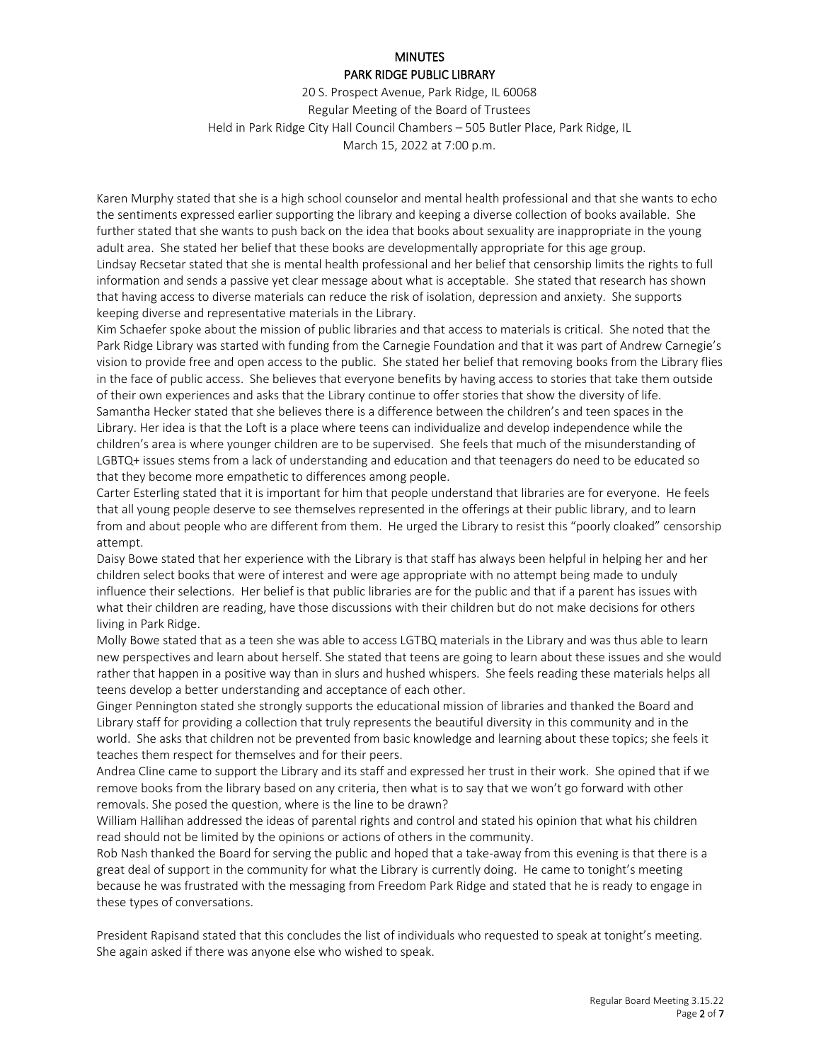# MINUTES
## PARK RIDGE PUBLIC LIBRARY

20 S. Prospect Avenue, Park Ridge, IL 60068
Regular Meeting of the Board of Trustees
Held in Park Ridge City Hall Council Chambers – 505 Butler Place, Park Ridge, IL
March 15, 2022 at 7:00 p.m.

Karen Murphy stated that she is a high school counselor and mental health professional and that she wants to echo the sentiments expressed earlier supporting the library and keeping a diverse collection of books available. She further stated that she wants to push back on the idea that books about sexuality are inappropriate in the young adult area. She stated her belief that these books are developmentally appropriate for this age group.

Lindsay Recsetar stated that she is mental health professional and her belief that censorship limits the rights to full information and sends a passive yet clear message about what is acceptable. She stated that research has shown that having access to diverse materials can reduce the risk of isolation, depression and anxiety. She supports keeping diverse and representative materials in the Library.

Kim Schaefer spoke about the mission of public libraries and that access to materials is critical. She noted that the Park Ridge Library was started with funding from the Carnegie Foundation and that it was part of Andrew Carnegie's vision to provide free and open access to the public. She stated her belief that removing books from the Library flies in the face of public access. She believes that everyone benefits by having access to stories that take them outside of their own experiences and asks that the Library continue to offer stories that show the diversity of life.

Samantha Hecker stated that she believes there is a difference between the children's and teen spaces in the Library. Her idea is that the Loft is a place where teens can individualize and develop independence while the children's area is where younger children are to be supervised. She feels that much of the misunderstanding of LGBTQ+ issues stems from a lack of understanding and education and that teenagers do need to be educated so that they become more empathetic to differences among people.

Carter Esterling stated that it is important for him that people understand that libraries are for everyone. He feels that all young people deserve to see themselves represented in the offerings at their public library, and to learn from and about people who are different from them. He urged the Library to resist this "poorly cloaked" censorship attempt.

Daisy Bowe stated that her experience with the Library is that staff has always been helpful in helping her and her children select books that were of interest and were age appropriate with no attempt being made to unduly influence their selections. Her belief is that public libraries are for the public and that if a parent has issues with what their children are reading, have those discussions with their children but do not make decisions for others living in Park Ridge.

Molly Bowe stated that as a teen she was able to access LGTBQ materials in the Library and was thus able to learn new perspectives and learn about herself. She stated that teens are going to learn about these issues and she would rather that happen in a positive way than in slurs and hushed whispers. She feels reading these materials helps all teens develop a better understanding and acceptance of each other.

Ginger Pennington stated she strongly supports the educational mission of libraries and thanked the Board and Library staff for providing a collection that truly represents the beautiful diversity in this community and in the world. She asks that children not be prevented from basic knowledge and learning about these topics; she feels it teaches them respect for themselves and for their peers.

Andrea Cline came to support the Library and its staff and expressed her trust in their work. She opined that if we remove books from the library based on any criteria, then what is to say that we won't go forward with other removals. She posed the question, where is the line to be drawn?

William Hallihan addressed the ideas of parental rights and control and stated his opinion that what his children read should not be limited by the opinions or actions of others in the community.

Rob Nash thanked the Board for serving the public and hoped that a take-away from this evening is that there is a great deal of support in the community for what the Library is currently doing. He came to tonight's meeting because he was frustrated with the messaging from Freedom Park Ridge and stated that he is ready to engage in these types of conversations.

President Rapisand stated that this concludes the list of individuals who requested to speak at tonight's meeting. She again asked if there was anyone else who wished to speak.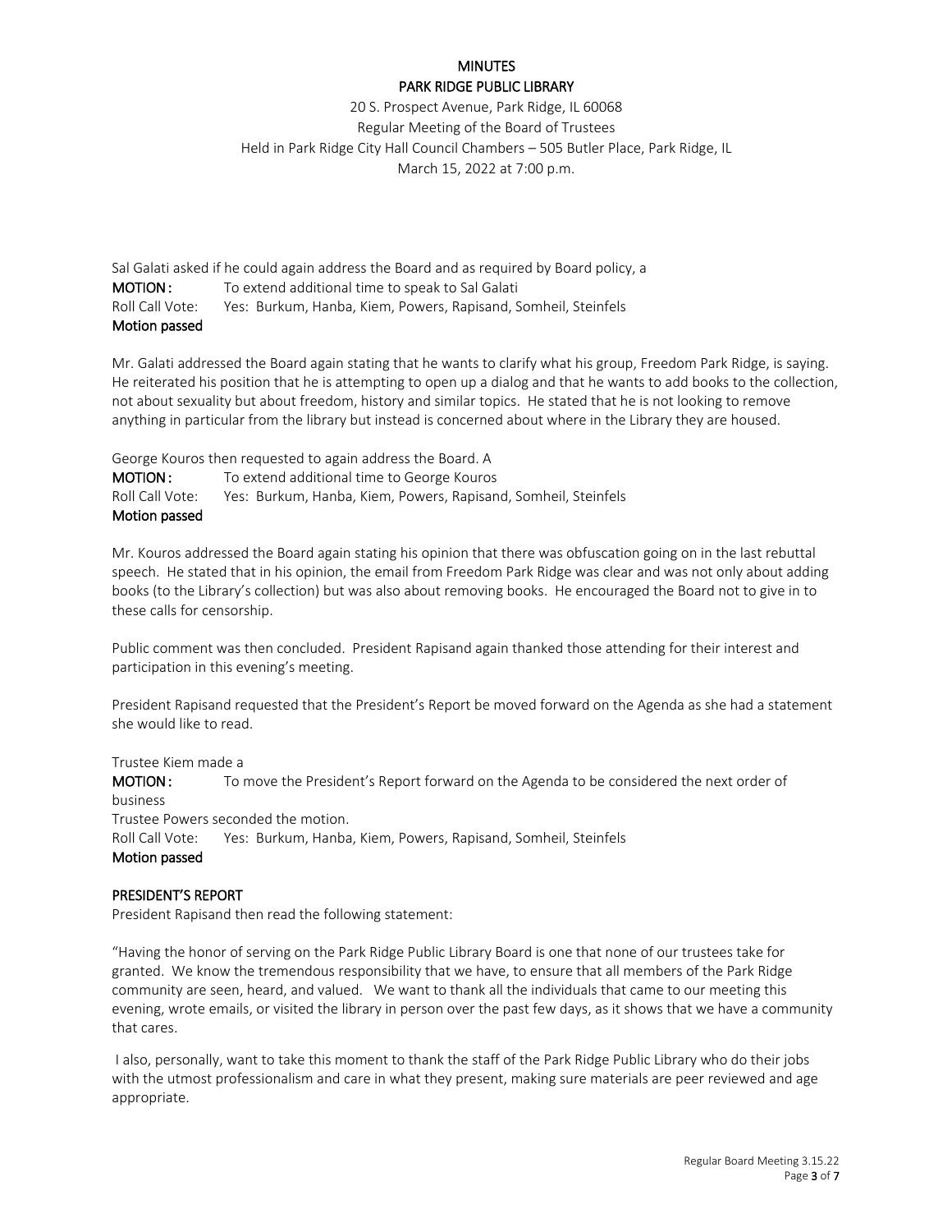# MINUTES

## PARK RIDGE PUBLIC LIBRARY

20 S. Prospect Avenue, Park Ridge, IL 60068
Regular Meeting of the Board of Trustees
Held in Park Ridge City Hall Council Chambers – 505 Butler Place, Park Ridge, IL
March 15, 2022 at 7:00 p.m.

Sal Galati asked if he could again address the Board and as required by Board policy, a
**MOTION:** To extend additional time to speak to Sal Galati
Roll Call Vote: Yes: Burkum, Hanba, Kiem, Powers, Rapisand, Somheil, Steinfels
**Motion passed**

Mr. Galati addressed the Board again stating that he wants to clarify what his group, Freedom Park Ridge, is saying. He reiterated his position that he is attempting to open up a dialog and that he wants to add books to the collection, not about sexuality but about freedom, history and similar topics. He stated that he is not looking to remove anything in particular from the library but instead is concerned about where in the Library they are housed.

George Kouros then requested to again address the Board. A
**MOTION:** To extend additional time to George Kouros
Roll Call Vote: Yes: Burkum, Hanba, Kiem, Powers, Rapisand, Somheil, Steinfels
**Motion passed**

Mr. Kouros addressed the Board again stating his opinion that there was obfuscation going on in the last rebuttal speech. He stated that in his opinion, the email from Freedom Park Ridge was clear and was not only about adding books (to the Library's collection) but was also about removing books. He encouraged the Board not to give in to these calls for censorship.

Public comment was then concluded. President Rapisand again thanked those attending for their interest and participation in this evening's meeting.

President Rapisand requested that the President's Report be moved forward on the Agenda as she had a statement she would like to read.

Trustee Kiem made a
**MOTION:** To move the President's Report forward on the Agenda to be considered the next order of business
Trustee Powers seconded the motion.
Roll Call Vote: Yes: Burkum, Hanba, Kiem, Powers, Rapisand, Somheil, Steinfels
**Motion passed**

## PRESIDENT'S REPORT

President Rapisand then read the following statement:

"Having the honor of serving on the Park Ridge Public Library Board is one that none of our trustees take for granted. We know the tremendous responsibility that we have, to ensure that all members of the Park Ridge community are seen, heard, and valued. We want to thank all the individuals that came to our meeting this evening, wrote emails, or visited the library in person over the past few days, as it shows that we have a community that cares.

I also, personally, want to take this moment to thank the staff of the Park Ridge Public Library who do their jobs with the utmost professionalism and care in what they present, making sure materials are peer reviewed and age appropriate.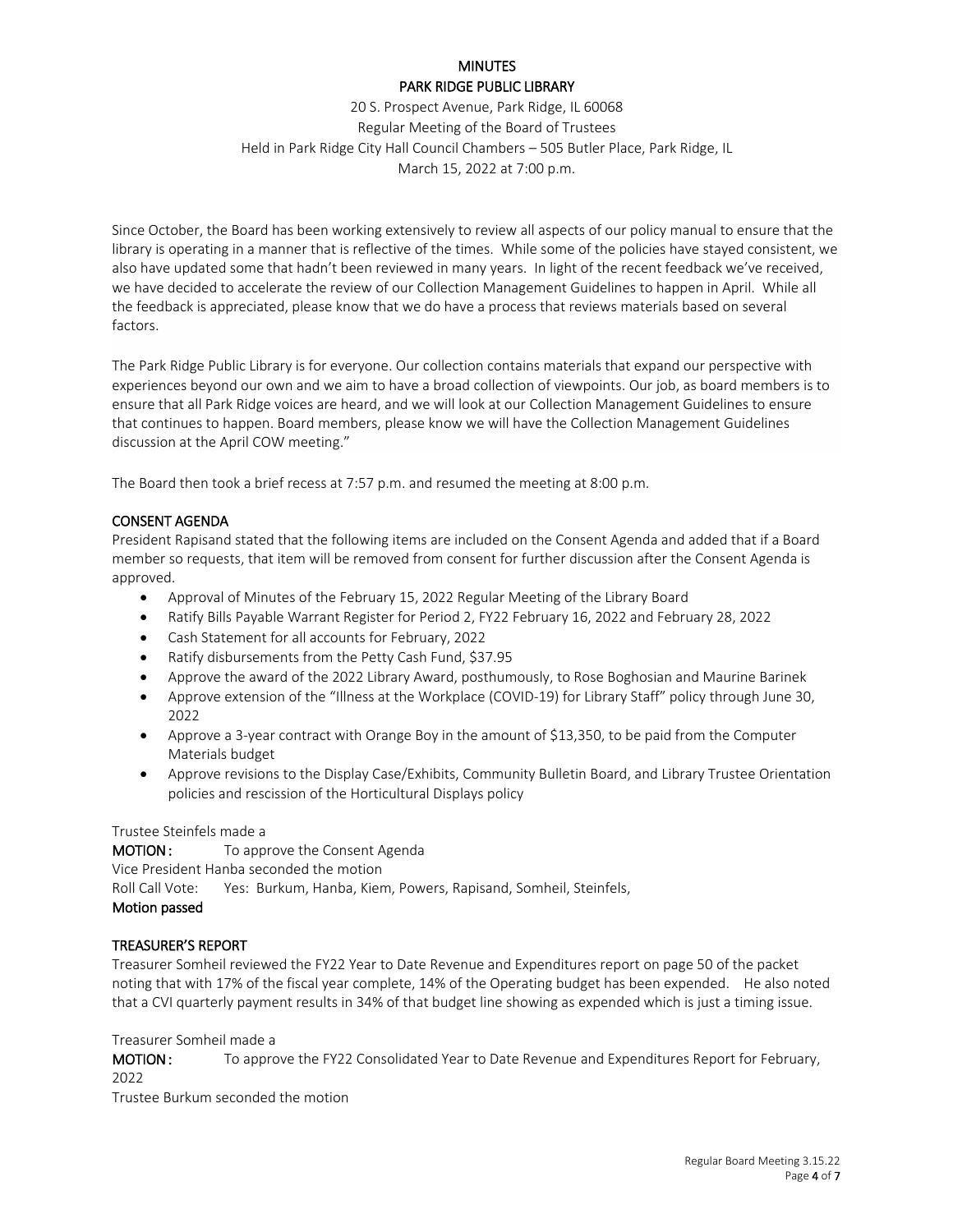# MINUTES
## PARK RIDGE PUBLIC LIBRARY

20 S. Prospect Avenue, Park Ridge, IL 60068
Regular Meeting of the Board of Trustees
Held in Park Ridge City Hall Council Chambers – 505 Butler Place, Park Ridge, IL
March 15, 2022 at 7:00 p.m.

Since October, the Board has been working extensively to review all aspects of our policy manual to ensure that the library is operating in a manner that is reflective of the times. While some of the policies have stayed consistent, we also have updated some that hadn't been reviewed in many years. In light of the recent feedback we've received, we have decided to accelerate the review of our Collection Management Guidelines to happen in April. While all the feedback is appreciated, please know that we do have a process that reviews materials based on several factors.

The Park Ridge Public Library is for everyone. Our collection contains materials that expand our perspective with experiences beyond our own and we aim to have a broad collection of viewpoints. Our job, as board members is to ensure that all Park Ridge voices are heard, and we will look at our Collection Management Guidelines to ensure that continues to happen. Board members, please know we will have the Collection Management Guidelines discussion at the April COW meeting."

The Board then took a brief recess at 7:57 p.m. and resumed the meeting at 8:00 p.m.

### CONSENT AGENDA

President Rapisand stated that the following items are included on the Consent Agenda and added that if a Board member so requests, that item will be removed from consent for further discussion after the Consent Agenda is approved.

- Approval of Minutes of the February 15, 2022 Regular Meeting of the Library Board
- Ratify Bills Payable Warrant Register for Period 2, FY22 February 16, 2022 and February 28, 2022
- Cash Statement for all accounts for February, 2022
- Ratify disbursements from the Petty Cash Fund, $37.95
- Approve the award of the 2022 Library Award, posthumously, to Rose Boghosian and Maurine Barinek
- Approve extension of the "Illness at the Workplace (COVID-19) for Library Staff" policy through June 30, 2022
- Approve a 3-year contract with Orange Boy in the amount of $13,350, to be paid from the Computer Materials budget
- Approve revisions to the Display Case/Exhibits, Community Bulletin Board, and Library Trustee Orientation policies and rescission of the Horticultural Displays policy

Trustee Steinfels made a
**MOTION:** To approve the Consent Agenda
Vice President Hanba seconded the motion
Roll Call Vote: Yes: Burkum, Hanba, Kiem, Powers, Rapisand, Somheil, Steinfels,
**Motion passed**

### TREASURER'S REPORT

Treasurer Somheil reviewed the FY22 Year to Date Revenue and Expenditures report on page 50 of the packet noting that with 17% of the fiscal year complete, 14% of the Operating budget has been expended. He also noted that a CVI quarterly payment results in 34% of that budget line showing as expended which is just a timing issue.

Treasurer Somheil made a
**MOTION:** To approve the FY22 Consolidated Year to Date Revenue and Expenditures Report for February, 2022
Trustee Burkum seconded the motion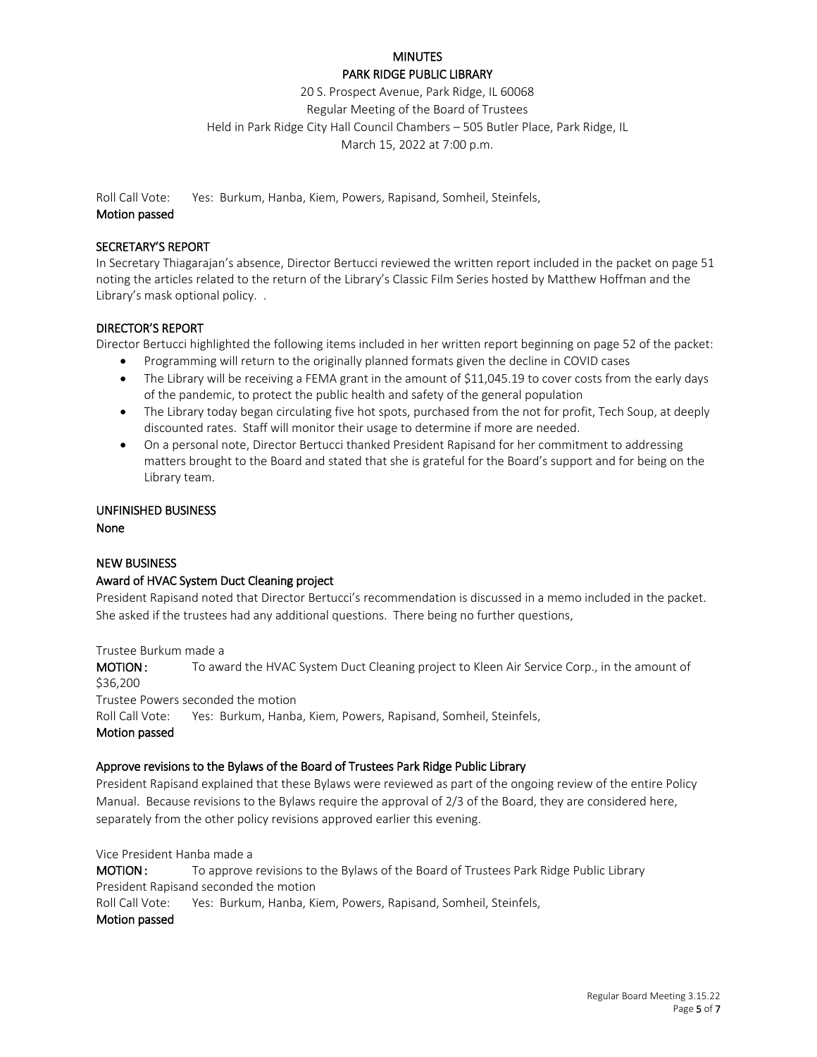# MINUTES

## PARK RIDGE PUBLIC LIBRARY

20 S. Prospect Avenue, Park Ridge, IL 60068
Regular Meeting of the Board of Trustees
Held in Park Ridge City Hall Council Chambers – 505 Butler Place, Park Ridge, IL
March 15, 2022 at 7:00 p.m.

Roll Call Vote: Yes: Burkum, Hanba, Kiem, Powers, Rapisand, Somheil, Steinfels,
Motion passed

### SECRETARY'S REPORT

In Secretary Thiagarajan's absence, Director Bertucci reviewed the written report included in the packet on page 51 noting the articles related to the return of the Library's Classic Film Series hosted by Matthew Hoffman and the Library's mask optional policy. .

### DIRECTOR'S REPORT

Director Bertucci highlighted the following items included in her written report beginning on page 52 of the packet:

- Programming will return to the originally planned formats given the decline in COVID cases
- The Library will be receiving a FEMA grant in the amount of $11,045.19 to cover costs from the early days of the pandemic, to protect the public health and safety of the general population
- The Library today began circulating five hot spots, purchased from the not for profit, Tech Soup, at deeply discounted rates. Staff will monitor their usage to determine if more are needed.
- On a personal note, Director Bertucci thanked President Rapisand for her commitment to addressing matters brought to the Board and stated that she is grateful for the Board's support and for being on the Library team.

### UNFINISHED BUSINESS

None

### NEW BUSINESS

#### Award of HVAC System Duct Cleaning project

President Rapisand noted that Director Bertucci's recommendation is discussed in a memo included in the packet. She asked if the trustees had any additional questions. There being no further questions,

Trustee Burkum made a
**MOTION:** To award the HVAC System Duct Cleaning project to Kleen Air Service Corp., in the amount of $36,200
Trustee Powers seconded the motion
Roll Call Vote: Yes: Burkum, Hanba, Kiem, Powers, Rapisand, Somheil, Steinfels,
Motion passed

#### Approve revisions to the Bylaws of the Board of Trustees Park Ridge Public Library

President Rapisand explained that these Bylaws were reviewed as part of the ongoing review of the entire Policy Manual. Because revisions to the Bylaws require the approval of 2/3 of the Board, they are considered here, separately from the other policy revisions approved earlier this evening.

Vice President Hanba made a
**MOTION:** To approve revisions to the Bylaws of the Board of Trustees Park Ridge Public Library
President Rapisand seconded the motion
Roll Call Vote: Yes: Burkum, Hanba, Kiem, Powers, Rapisand, Somheil, Steinfels,
Motion passed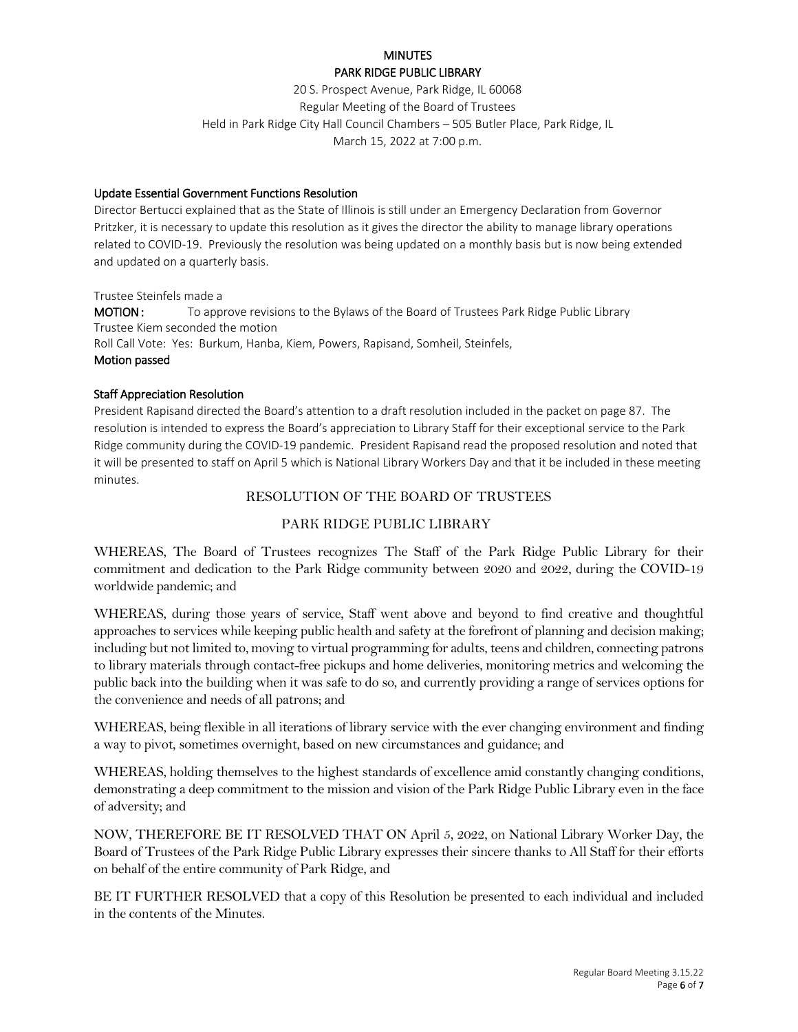**MINUTES**
**PARK RIDGE PUBLIC LIBRARY**
20 S. Prospect Avenue, Park Ridge, IL 60068
Regular Meeting of the Board of Trustees
Held in Park Ridge City Hall Council Chambers – 505 Butler Place, Park Ridge, IL
March 15, 2022 at 7:00 p.m.

**Update Essential Government Functions Resolution**

Director Bertucci explained that as the State of Illinois is still under an Emergency Declaration from Governor Pritzker, it is necessary to update this resolution as it gives the director the ability to manage library operations related to COVID-19. Previously the resolution was being updated on a monthly basis but is now being extended and updated on a quarterly basis.

Trustee Steinfels made a
**MOTION:** To approve revisions to the Bylaws of the Board of Trustees Park Ridge Public Library
Trustee Kiem seconded the motion
Roll Call Vote: Yes: Burkum, Hanba, Kiem, Powers, Rapisand, Somheil, Steinfels,
**Motion passed**

**Staff Appreciation Resolution**

President Rapisand directed the Board's attention to a draft resolution included in the packet on page 87. The resolution is intended to express the Board's appreciation to Library Staff for their exceptional service to the Park Ridge community during the COVID-19 pandemic. President Rapisand read the proposed resolution and noted that it will be presented to staff on April 5 which is National Library Workers Day and that it be included in these meeting minutes.

RESOLUTION OF THE BOARD OF TRUSTEES

PARK RIDGE PUBLIC LIBRARY

WHEREAS, The Board of Trustees recognizes The Staff of the Park Ridge Public Library for their commitment and dedication to the Park Ridge community between 2020 and 2022, during the COVID-19 worldwide pandemic; and

WHEREAS, during those years of service, Staff went above and beyond to find creative and thoughtful approaches to services while keeping public health and safety at the forefront of planning and decision making; including but not limited to, moving to virtual programming for adults, teens and children, connecting patrons to library materials through contact-free pickups and home deliveries, monitoring metrics and welcoming the public back into the building when it was safe to do so, and currently providing a range of services options for the convenience and needs of all patrons; and

WHEREAS, being flexible in all iterations of library service with the ever changing environment and finding a way to pivot, sometimes overnight, based on new circumstances and guidance; and

WHEREAS, holding themselves to the highest standards of excellence amid constantly changing conditions, demonstrating a deep commitment to the mission and vision of the Park Ridge Public Library even in the face of adversity; and

NOW, THEREFORE BE IT RESOLVED THAT ON April 5, 2022, on National Library Worker Day, the Board of Trustees of the Park Ridge Public Library expresses their sincere thanks to All Staff for their efforts on behalf of the entire community of Park Ridge, and

BE IT FURTHER RESOLVED that a copy of this Resolution be presented to each individual and included in the contents of the Minutes.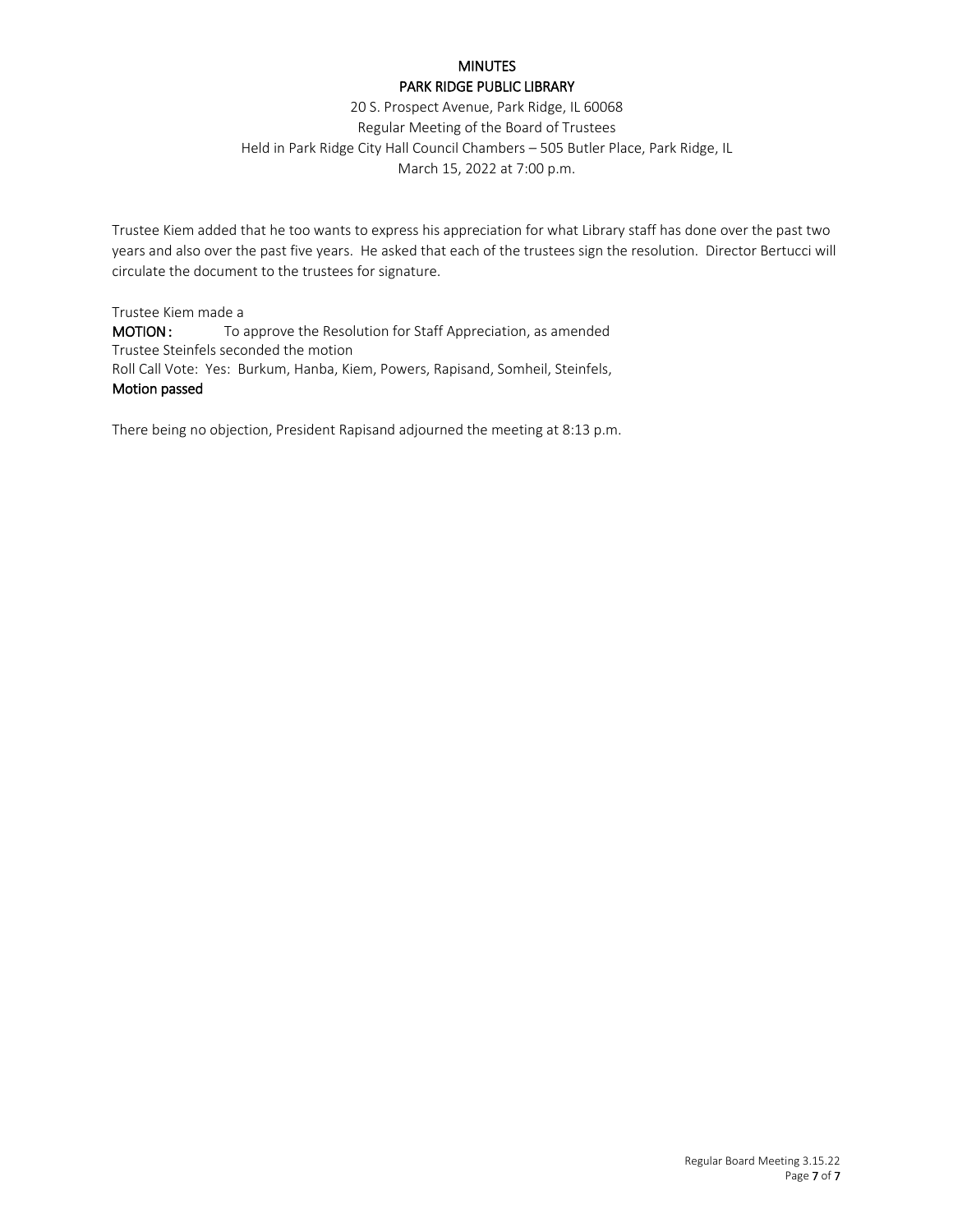**MINUTES**

**PARK RIDGE PUBLIC LIBRARY**

20 S. Prospect Avenue, Park Ridge, IL 60068

Regular Meeting of the Board of Trustees

Held in Park Ridge City Hall Council Chambers – 505 Butler Place, Park Ridge, IL

March 15, 2022 at 7:00 p.m.

Trustee Kiem added that he too wants to express his appreciation for what Library staff has done over the past two years and also over the past five years. He asked that each of the trustees sign the resolution. Director Bertucci will circulate the document to the trustees for signature.

Trustee Kiem made a
**MOTION:** To approve the Resolution for Staff Appreciation, as amended
Trustee Steinfels seconded the motion
Roll Call Vote: Yes: Burkum, Hanba, Kiem, Powers, Rapisand, Somheil, Steinfels,
**Motion passed**

There being no objection, President Rapisand adjourned the meeting at 8:13 p.m.